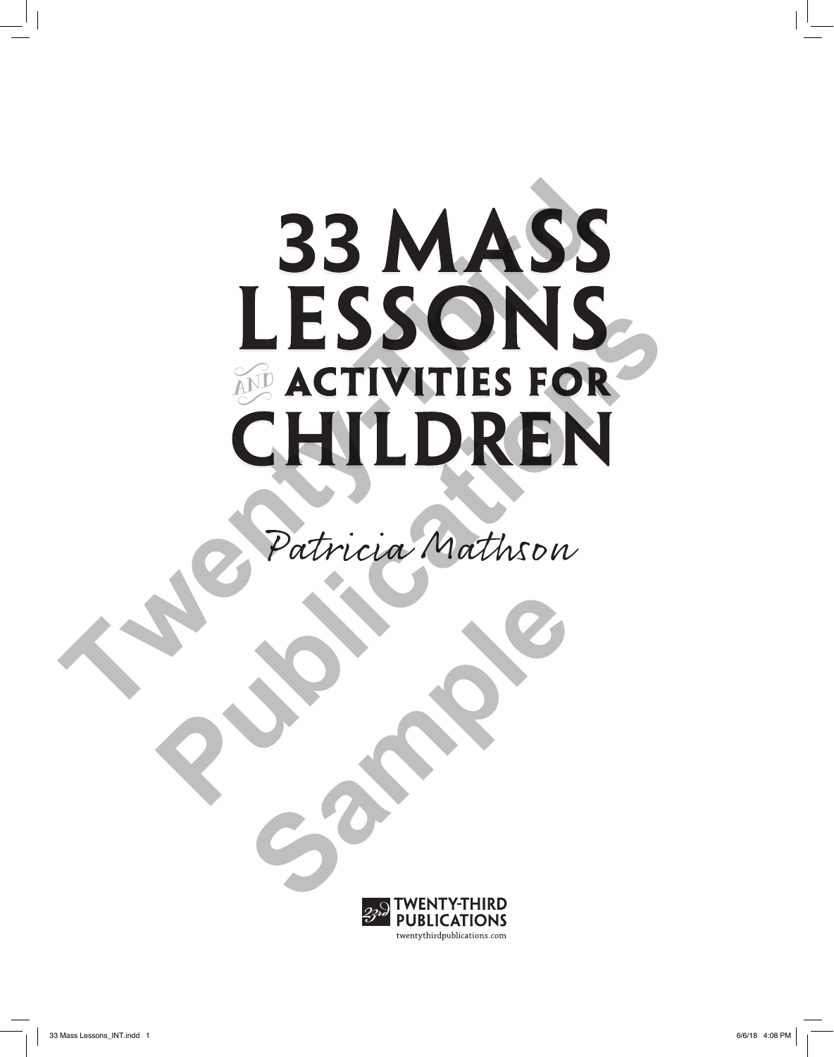# 33 MASS LESSONS AND ACTIVITIES FOR CHILDREN

Patricia Mathson

TWENTY-THIRD PUBLICATIONS

twentythirdpublications.com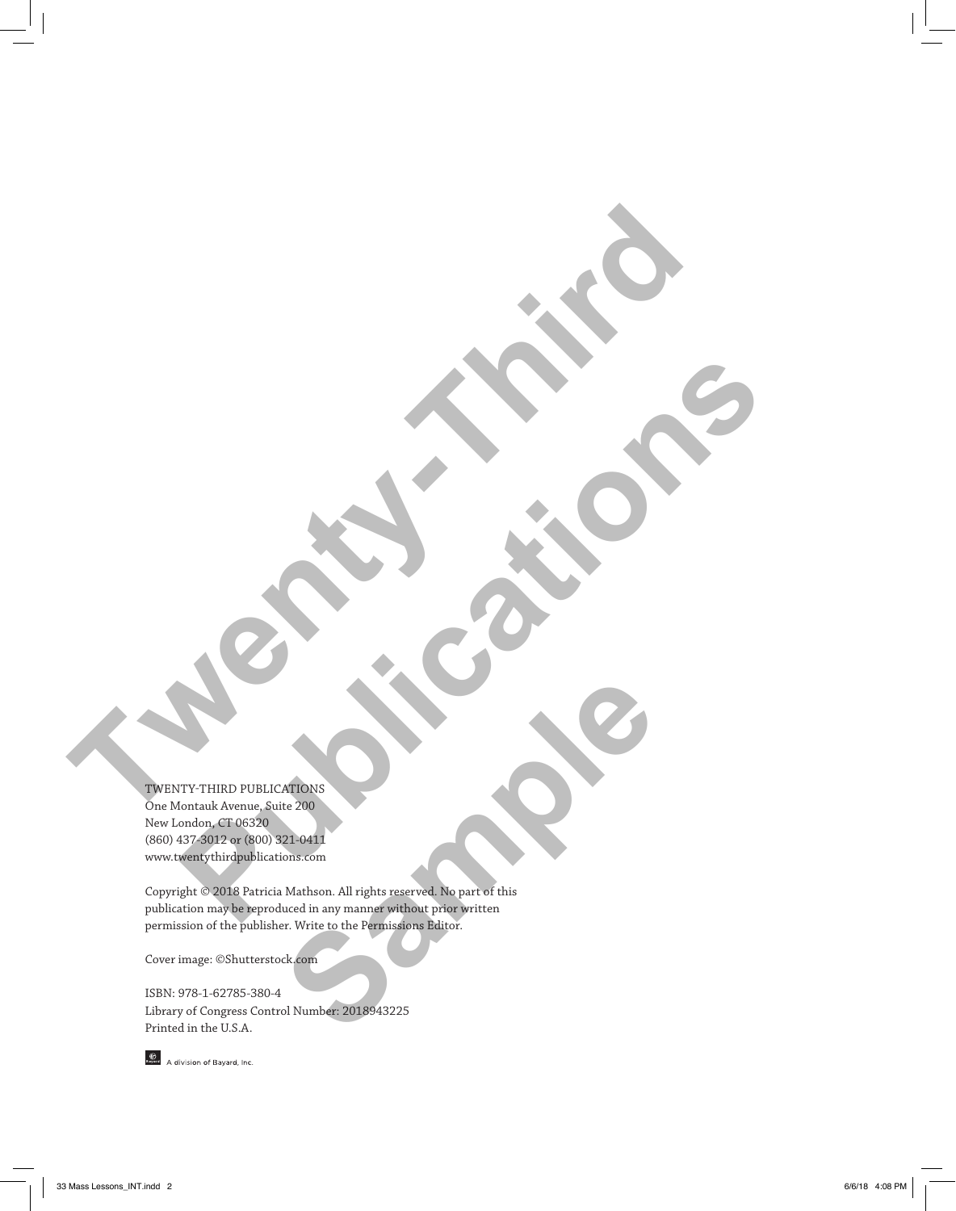TWENTY-THIRD PUBLICATIONS
One Montauk Avenue, Suite 200
New London, CT 06320
(860) 437-3012 or (800) 321-0411
www.twentythirdpublications.com

Copyright © 2018 Patricia Mathson. All rights reserved. No part of this publication may be reproduced in any manner without prior written permission of the publisher. Write to the Permissions Editor.

Cover image: ©Shutterstock.com

ISBN: 978-1-62785-380-4
Library of Congress Control Number: 2018943225
Printed in the U.S.A.

A division of Bayard, Inc.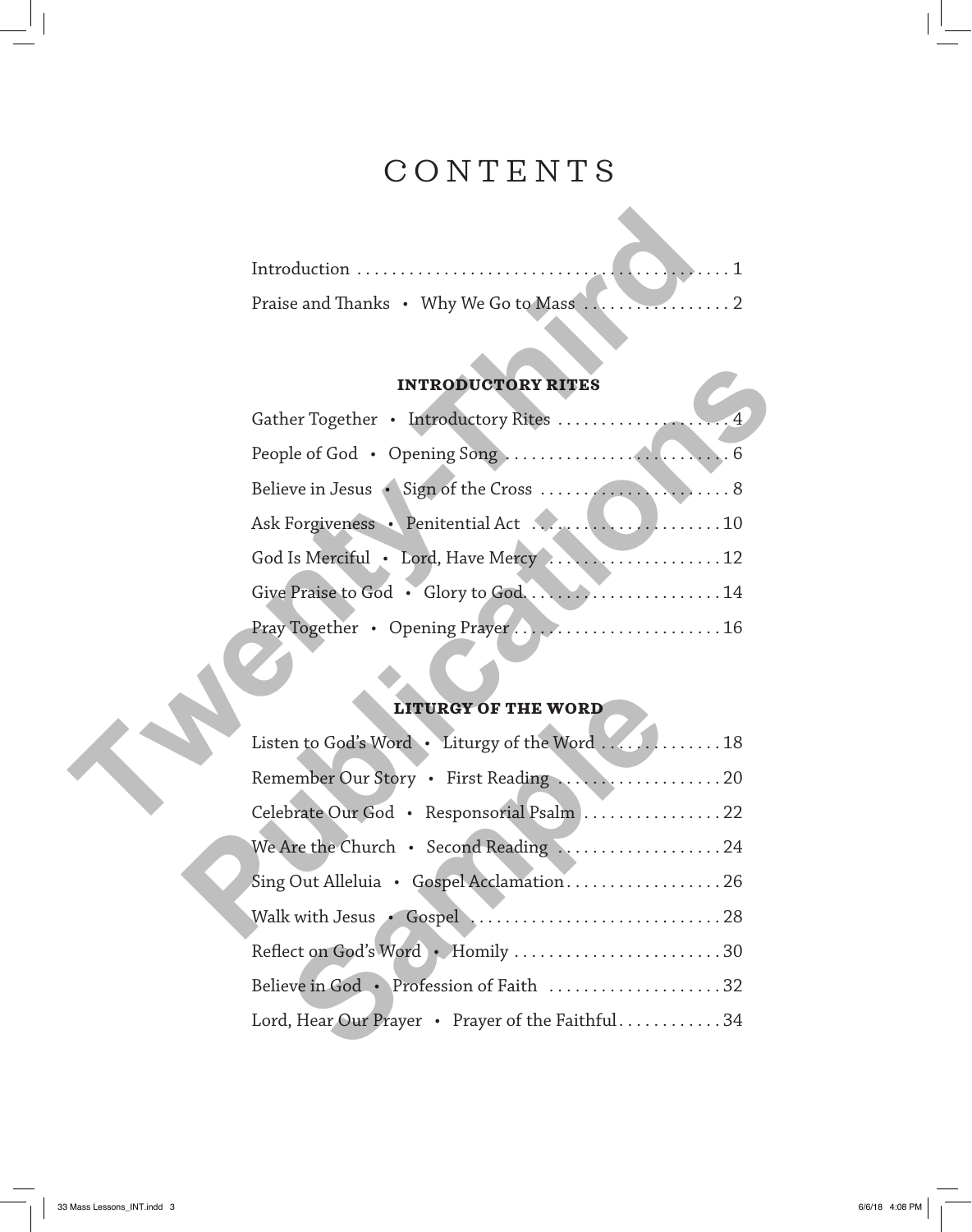# CONTENTS

Introduction . . . . . . . . . . . . . . . . . . . . . . . . . . . . . . . . . . . . . . . . . . . 1
Praise and Thanks • Why We Go to Mass . . . . . . . . . . . . . . . . . 2

## INTRODUCTORY RITES

Gather Together • Introductory Rites . . . . . . . . . . . . . . . . . . . . 4
People of God • Opening Song . . . . . . . . . . . . . . . . . . . . . . . . . 6
Believe in Jesus • Sign of the Cross . . . . . . . . . . . . . . . . . . . . . . 8
Ask Forgiveness • Penitential Act . . . . . . . . . . . . . . . . . . . . . . 10
God Is Merciful • Lord, Have Mercy . . . . . . . . . . . . . . . . . . . . 12
Give Praise to God • Glory to God. . . . . . . . . . . . . . . . . . . . . . . 14
Pray Together • Opening Prayer . . . . . . . . . . . . . . . . . . . . . . . . 16

## LITURGY OF THE WORD

Listen to God's Word • Liturgy of the Word . . . . . . . . . . . . . . 18
Remember Our Story • First Reading . . . . . . . . . . . . . . . . . . . 20
Celebrate Our God • Responsorial Psalm . . . . . . . . . . . . . . . . 22
We Are the Church • Second Reading . . . . . . . . . . . . . . . . . . . 24
Sing Out Alleluia • Gospel Acclamation. . . . . . . . . . . . . . . . . . 26
Walk with Jesus • Gospel . . . . . . . . . . . . . . . . . . . . . . . . . . . . . 28
Reflect on God's Word • Homily . . . . . . . . . . . . . . . . . . . . . . . . 30
Believe in God • Profession of Faith . . . . . . . . . . . . . . . . . . . . 32
Lord, Hear Our Prayer • Prayer of the Faithful. . . . . . . . . . . . 34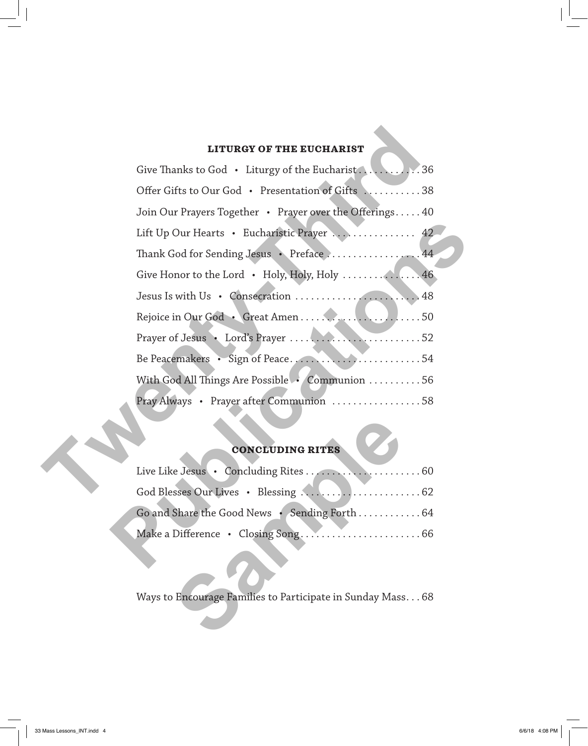## LITURGY OF THE EUCHARIST

Give Thanks to God • Liturgy of the Eucharist . . . . . . . . . . . 36
Offer Gifts to Our God • Presentation of Gifts . . . . . . . . . . 38
Join Our Prayers Together • Prayer over the Offerings . . . . . 40
Lift Up Our Hearts • Eucharistic Prayer . . . . . . . . . . . . . . . 42
Thank God for Sending Jesus • Preface . . . . . . . . . . . . . . . . . 44
Give Honor to the Lord • Holy, Holy, Holy . . . . . . . . . . . . . . 46
Jesus Is with Us • Consecration . . . . . . . . . . . . . . . . . . . . . . . 48
Rejoice in Our God • Great Amen . . . . . . . . . . . . . . . . . . . . . . 50
Prayer of Jesus • Lord's Prayer . . . . . . . . . . . . . . . . . . . . . . . . 52
Be Peacemakers • Sign of Peace . . . . . . . . . . . . . . . . . . . . . . . 54
With God All Things Are Possible • Communion . . . . . . . . . . 56
Pray Always • Prayer after Communion . . . . . . . . . . . . . . . . . 58

## CONCLUDING RITES

Live Like Jesus • Concluding Rites . . . . . . . . . . . . . . . . . . . . . 60
God Blesses Our Lives • Blessing . . . . . . . . . . . . . . . . . . . . . . 62
Go and Share the Good News • Sending Forth . . . . . . . . . . . 64
Make a Difference • Closing Song . . . . . . . . . . . . . . . . . . . . . . 66

Ways to Encourage Families to Participate in Sunday Mass . . . 68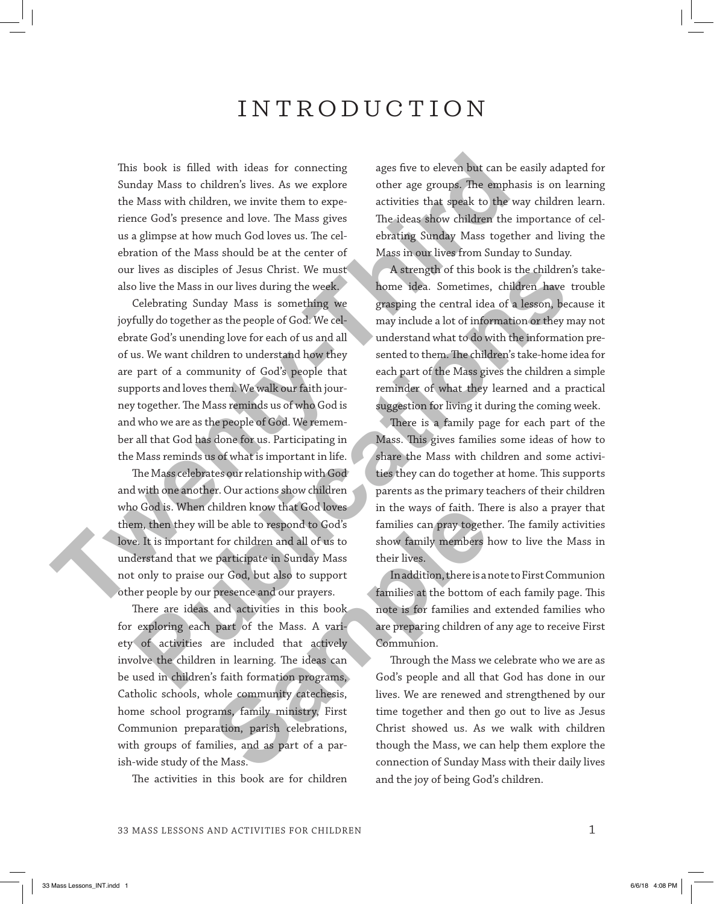# INTRODUCTION

This book is filled with ideas for connecting Sunday Mass to children's lives. As we explore the Mass with children, we invite them to experience God's presence and love. The Mass gives us a glimpse at how much God loves us. The celebration of the Mass should be at the center of our lives as disciples of Jesus Christ. We must also live the Mass in our lives during the week.

Celebrating Sunday Mass is something we joyfully do together as the people of God. We celebrate God's unending love for each of us and all of us. We want children to understand how they are part of a community of God's people that supports and loves them. We walk our faith journey together. The Mass reminds us of who God is and who we are as the people of God. We remember all that God has done for us. Participating in the Mass reminds us of what is important in life.

The Mass celebrates our relationship with God and with one another. Our actions show children who God is. When children know that God loves them, then they will be able to respond to God's love. It is important for children and all of us to understand that we participate in Sunday Mass not only to praise our God, but also to support other people by our presence and our prayers.

There are ideas and activities in this book for exploring each part of the Mass. A variety of activities are included that actively involve the children in learning. The ideas can be used in children's faith formation programs, Catholic schools, whole community catechesis, home school programs, family ministry, First Communion preparation, parish celebrations, with groups of families, and as part of a parish-wide study of the Mass.

The activities in this book are for children ages five to eleven but can be easily adapted for other age groups. The emphasis is on learning activities that speak to the way children learn. The ideas show children the importance of celebrating Sunday Mass together and living the Mass in our lives from Sunday to Sunday.

A strength of this book is the children's take-home idea. Sometimes, children have trouble grasping the central idea of a lesson, because it may include a lot of information or they may not understand what to do with the information presented to them. The children's take-home idea for each part of the Mass gives the children a simple reminder of what they learned and a practical suggestion for living it during the coming week.

There is a family page for each part of the Mass. This gives families some ideas of how to share the Mass with children and some activities they can do together at home. This supports parents as the primary teachers of their children in the ways of faith. There is also a prayer that families can pray together. The family activities show family members how to live the Mass in their lives.

In addition, there is a note to First Communion families at the bottom of each family page. This note is for families and extended families who are preparing children of any age to receive First Communion.

Through the Mass we celebrate who we are as God's people and all that God has done in our lives. We are renewed and strengthened by our time together and then go out to live as Jesus Christ showed us. As we walk with children though the Mass, we can help them explore the connection of Sunday Mass with their daily lives and the joy of being God's children.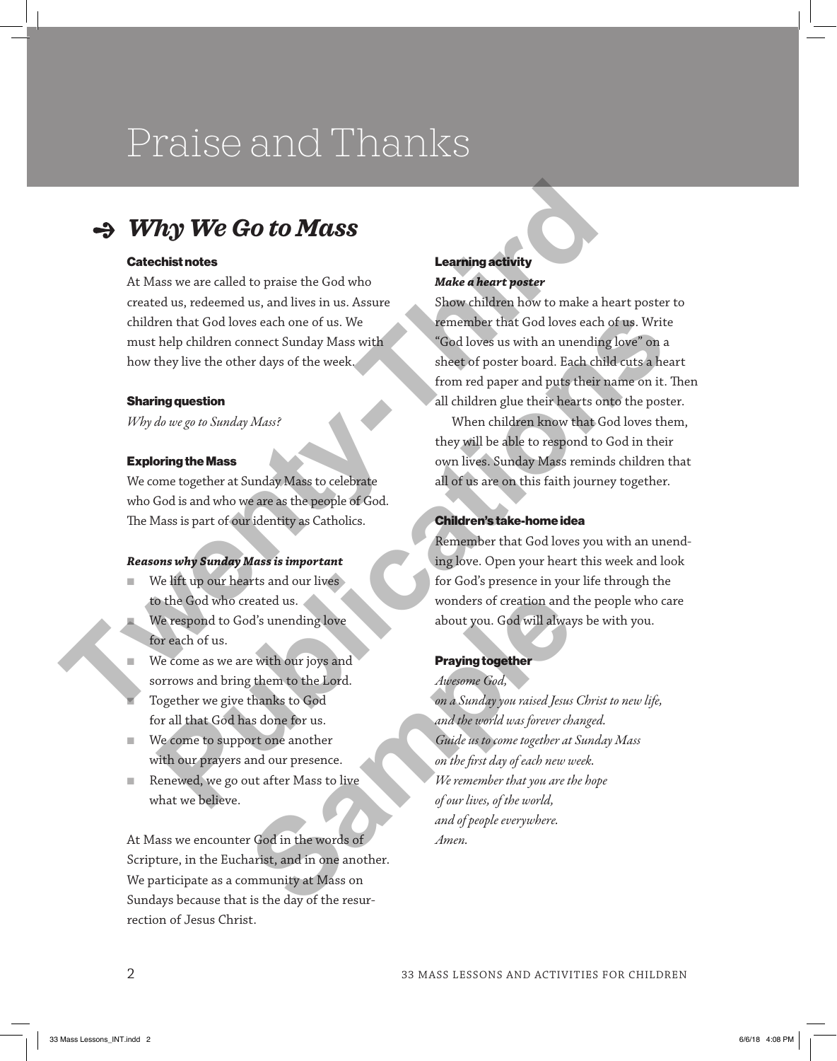# Praise and Thanks

## Why We Go to Mass

### Catechist notes

At Mass we are called to praise the God who created us, redeemed us, and lives in us. Assure children that God loves each one of us. We must help children connect Sunday Mass with how they live the other days of the week.

### Sharing question

*Why do we go to Sunday Mass?*

### Exploring the Mass

We come together at Sunday Mass to celebrate who God is and who we are as the people of God. The Mass is part of our identity as Catholics.

***Reasons why Sunday Mass is important***

- We lift up our hearts and our lives to the God who created us.
- We respond to God's unending love for each of us.
- We come as we are with our joys and sorrows and bring them to the Lord.
- Together we give thanks to God for all that God has done for us.
- We come to support one another with our prayers and our presence.
- Renewed, we go out after Mass to live what we believe.

At Mass we encounter God in the words of Scripture, in the Eucharist, and in one another. We participate as a community at Mass on Sundays because that is the day of the resurrection of Jesus Christ.

### Learning activity

***Make a heart poster***

Show children how to make a heart poster to remember that God loves each of us. Write "God loves us with an unending love" on a sheet of poster board. Each child cuts a heart from red paper and puts their name on it. Then all children glue their hearts onto the poster.

When children know that God loves them, they will be able to respond to God in their own lives. Sunday Mass reminds children that all of us are on this faith journey together.

### Children's take-home idea

Remember that God loves you with an unending love. Open your heart this week and look for God's presence in your life through the wonders of creation and the people who care about you. God will always be with you.

### Praying together

*Awesome God,*
*on a Sunday you raised Jesus Christ to new life,*
*and the world was forever changed.*
*Guide us to come together at Sunday Mass*
*on the first day of each new week.*
*We remember that you are the hope*
*of our lives, of the world,*
*and of people everywhere.*
*Amen.*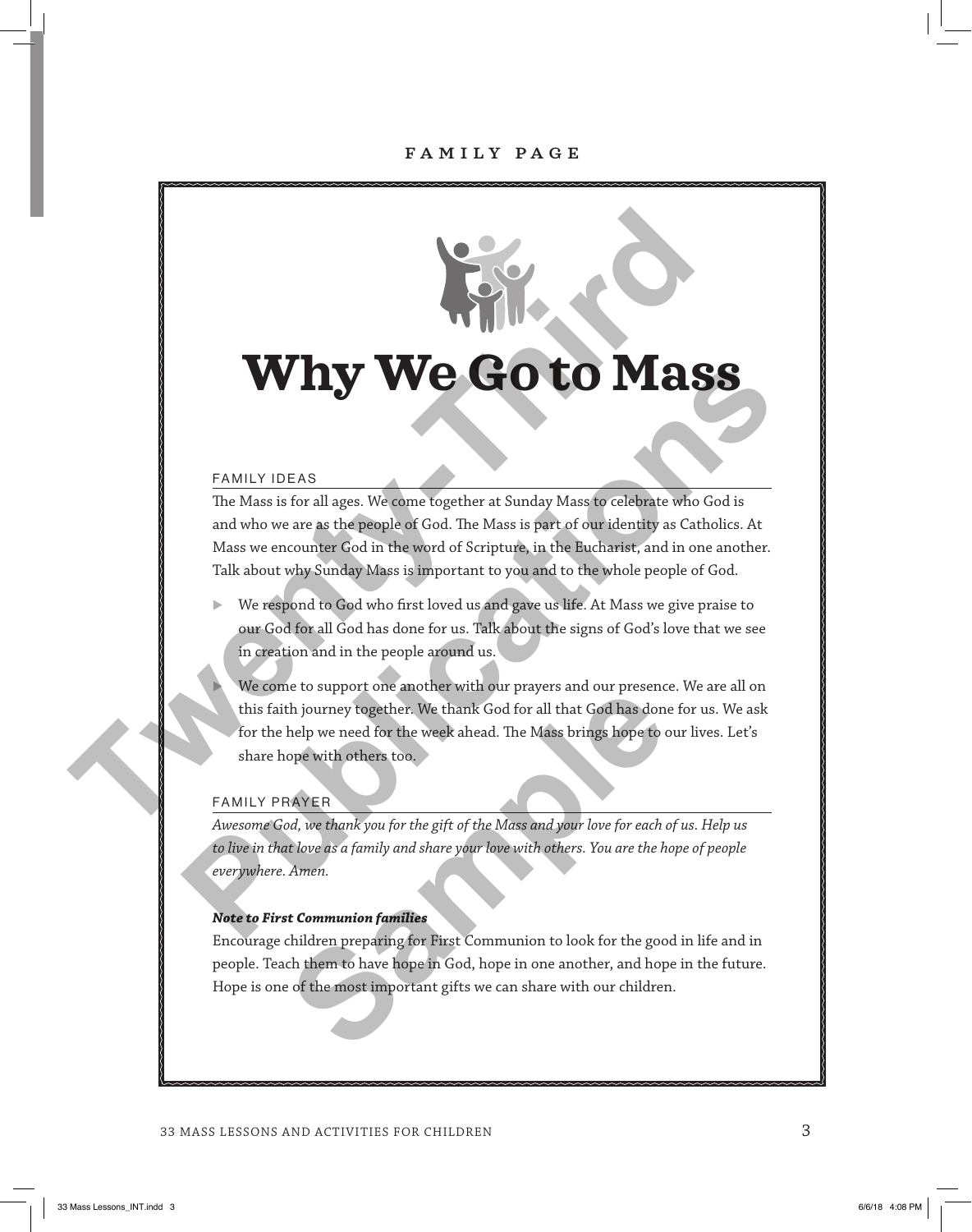FAMILY PAGE

# Why We Go to Mass

## FAMILY IDEAS

The Mass is for all ages. We come together at Sunday Mass to celebrate who God is and who we are as the people of God. The Mass is part of our identity as Catholics. At Mass we encounter God in the word of Scripture, in the Eucharist, and in one another. Talk about why Sunday Mass is important to you and to the whole people of God.

- We respond to God who first loved us and gave us life. At Mass we give praise to our God for all God has done for us. Talk about the signs of God's love that we see in creation and in the people around us.
- We come to support one another with our prayers and our presence. We are all on this faith journey together. We thank God for all that God has done for us. We ask for the help we need for the week ahead. The Mass brings hope to our lives. Let's share hope with others too.

## FAMILY PRAYER

*Awesome God, we thank you for the gift of the Mass and your love for each of us. Help us to live in that love as a family and share your love with others. You are the hope of people everywhere. Amen.*

***Note to First Communion families***

Encourage children preparing for First Communion to look for the good in life and in people. Teach them to have hope in God, hope in one another, and hope in the future. Hope is one of the most important gifts we can share with our children.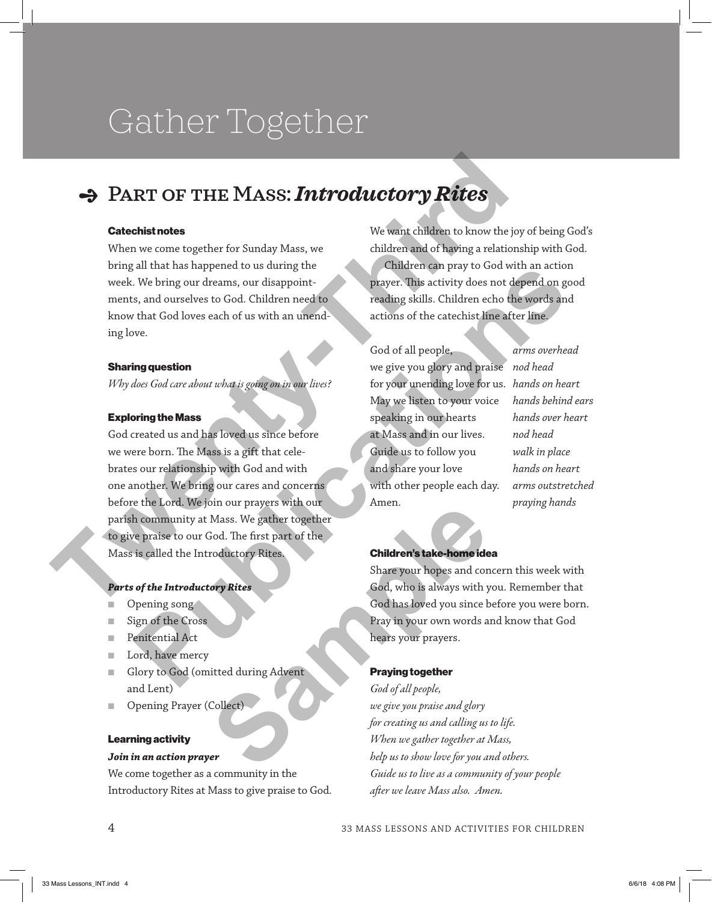# Gather Together

## ➜ Part of the Mass: *Introductory Rites*

### Catechist notes

When we come together for Sunday Mass, we bring all that has happened to us during the week. We bring our dreams, our disappointments, and ourselves to God. Children need to know that God loves each of us with an unending love.

### Sharing question

*Why does God care about what is going on in our lives?*

### Exploring the Mass

God created us and has loved us since before we were born. The Mass is a gift that celebrates our relationship with God and with one another. We bring our cares and concerns before the Lord. We join our prayers with our parish community at Mass. We gather together to give praise to our God. The first part of the Mass is called the Introductory Rites.

***Parts of the Introductory Rites***

- Opening song
- Sign of the Cross
- Penitential Act
- Lord, have mercy
- Glory to God (omitted during Advent and Lent)
- Opening Prayer (Collect)

### Learning activity

***Join in an action prayer***

We come together as a community in the Introductory Rites at Mass to give praise to God. We want children to know the joy of being God's children and of having a relationship with God.

Children can pray to God with an action prayer. This activity does not depend on good reading skills. Children echo the words and actions of the catechist line after line.

| | |
|---|---|
| God of all people, | *arms overhead* |
| we give you glory and praise | *nod head* |
| for your unending love for us. | *hands on heart* |
| May we listen to your voice | *hands behind ears* |
| speaking in our hearts | *hands over heart* |
| at Mass and in our lives. | *nod head* |
| Guide us to follow you | *walk in place* |
| and share your love | *hands on heart* |
| with other people each day. | *arms outstretched* |
| Amen. | *praying hands* |

### Children's take-home idea

Share your hopes and concern this week with God, who is always with you. Remember that God has loved you since before you were born. Pray in your own words and know that God hears your prayers.

### Praying together

*God of all people,*
*we give you praise and glory*
*for creating us and calling us to life.*
*When we gather together at Mass,*
*help us to show love for you and others.*
*Guide us to live as a community of your people*
*after we leave Mass also. Amen.*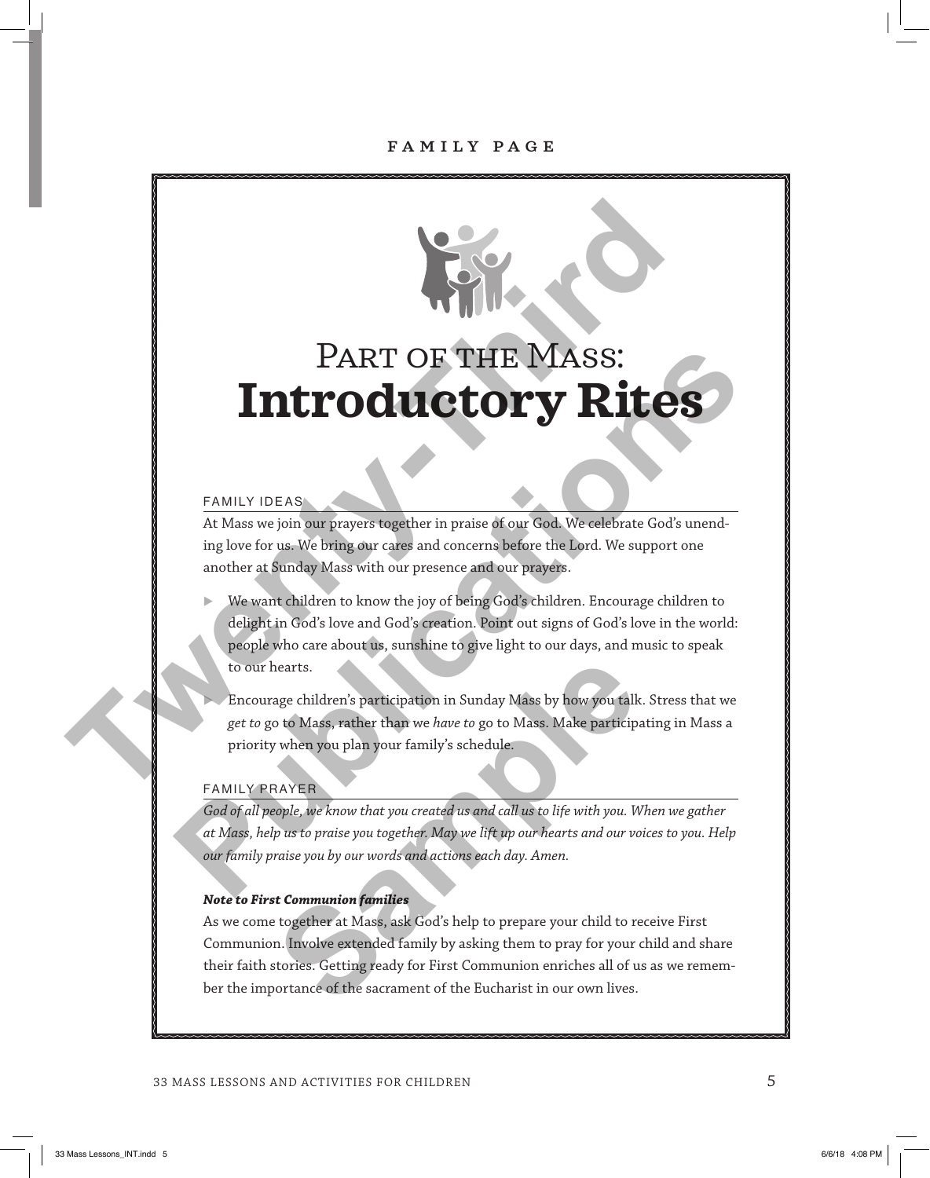FAMILY PAGE

# Part of the Mass: **Introductory Rites**

## FAMILY IDEAS

At Mass we join our prayers together in praise of our God. We celebrate God's unending love for us. We bring our cares and concerns before the Lord. We support one another at Sunday Mass with our presence and our prayers.

- We want children to know the joy of being God's children. Encourage children to delight in God's love and God's creation. Point out signs of God's love in the world: people who care about us, sunshine to give light to our days, and music to speak to our hearts.
- Encourage children's participation in Sunday Mass by how you talk. Stress that we *get to* go to Mass, rather than we *have to* go to Mass. Make participating in Mass a priority when you plan your family's schedule.

## FAMILY PRAYER

*God of all people, we know that you created us and call us to life with you. When we gather at Mass, help us to praise you together. May we lift up our hearts and our voices to you. Help our family praise you by our words and actions each day. Amen.*

***Note to First Communion families***

As we come together at Mass, ask God's help to prepare your child to receive First Communion. Involve extended family by asking them to pray for your child and share their faith stories. Getting ready for First Communion enriches all of us as we remember the importance of the sacrament of the Eucharist in our own lives.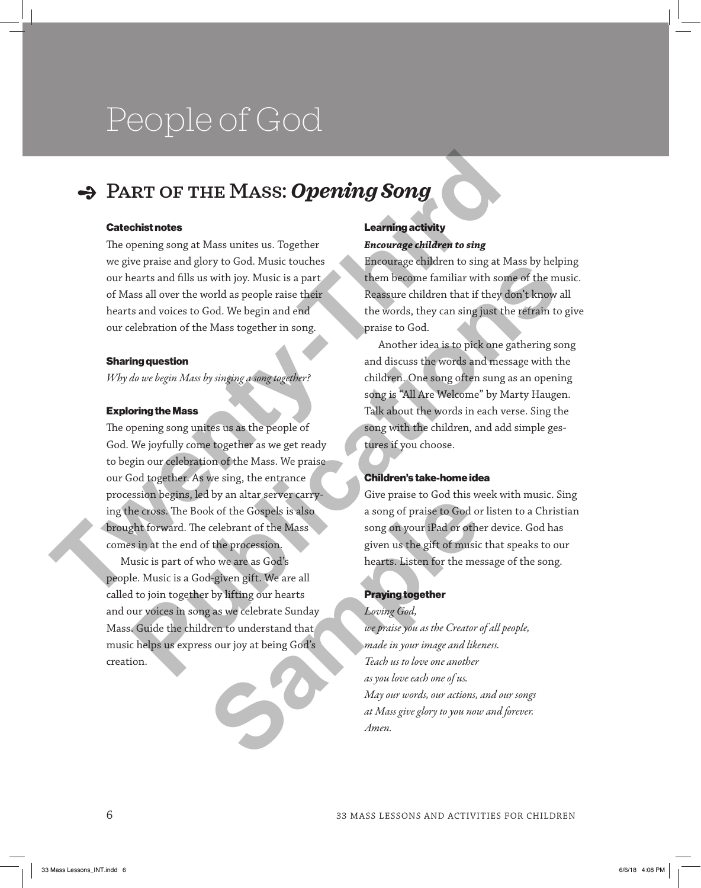# People of God

## Part of the Mass: *Opening Song*

### Catechist notes

The opening song at Mass unites us. Together we give praise and glory to God. Music touches our hearts and fills us with joy. Music is a part of Mass all over the world as people raise their hearts and voices to God. We begin and end our celebration of the Mass together in song.

### Sharing question

*Why do we begin Mass by singing a song together?*

### Exploring the Mass

The opening song unites us as the people of God. We joyfully come together as we get ready to begin our celebration of the Mass. We praise our God together. As we sing, the entrance procession begins, led by an altar server carrying the cross. The Book of the Gospels is also brought forward. The celebrant of the Mass comes in at the end of the procession.

Music is part of who we are as God's people. Music is a God-given gift. We are all called to join together by lifting our hearts and our voices in song as we celebrate Sunday Mass. Guide the children to understand that music helps us express our joy at being God's creation.

### Learning activity

***Encourage children to sing***

Encourage children to sing at Mass by helping them become familiar with some of the music. Reassure children that if they don't know all the words, they can sing just the refrain to give praise to God.

Another idea is to pick one gathering song and discuss the words and message with the children. One song often sung as an opening song is "All Are Welcome" by Marty Haugen. Talk about the words in each verse. Sing the song with the children, and add simple gestures if you choose.

### Children's take-home idea

Give praise to God this week with music. Sing a song of praise to God or listen to a Christian song on your iPad or other device. God has given us the gift of music that speaks to our hearts. Listen for the message of the song.

### Praying together

*Loving God,*
*we praise you as the Creator of all people,*
*made in your image and likeness.*
*Teach us to love one another*
*as you love each one of us.*
*May our words, our actions, and our songs*
*at Mass give glory to you now and forever.*
*Amen.*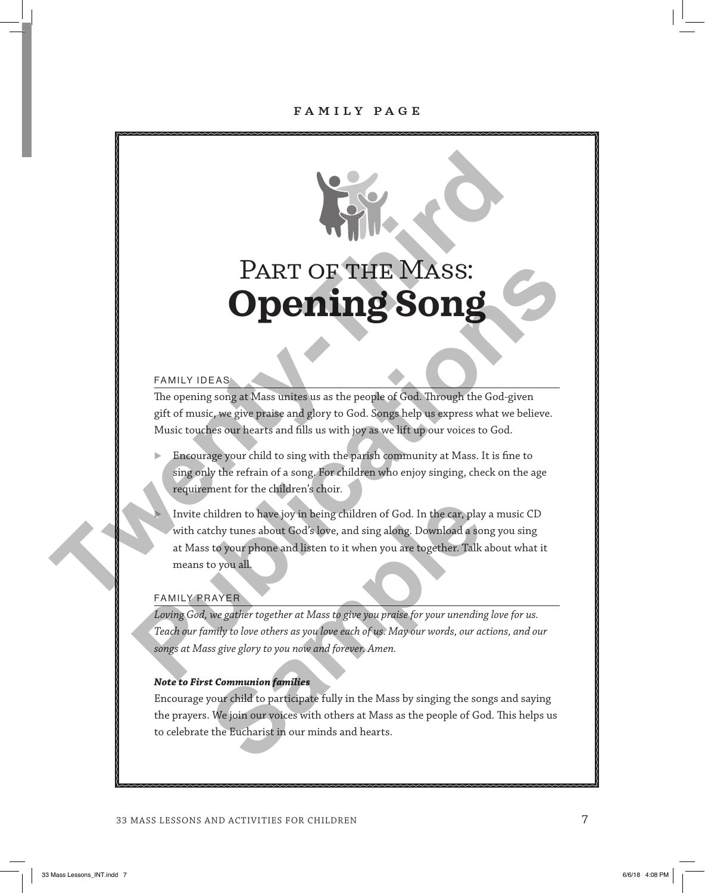FAMILY PAGE

# Part of the Mass: **Opening Song**

## FAMILY IDEAS

The opening song at Mass unites us as the people of God. Through the God-given gift of music, we give praise and glory to God. Songs help us express what we believe. Music touches our hearts and fills us with joy as we lift up our voices to God.

- Encourage your child to sing with the parish community at Mass. It is fine to sing only the refrain of a song. For children who enjoy singing, check on the age requirement for the children's choir.
- Invite children to have joy in being children of God. In the car, play a music CD with catchy tunes about God's love, and sing along. Download a song you sing at Mass to your phone and listen to it when you are together. Talk about what it means to you all.

## FAMILY PRAYER

*Loving God, we gather together at Mass to give you praise for your unending love for us. Teach our family to love others as you love each of us. May our words, our actions, and our songs at Mass give glory to you now and forever. Amen.*

***Note to First Communion families***

Encourage your child to participate fully in the Mass by singing the songs and saying the prayers. We join our voices with others at Mass as the people of God. This helps us to celebrate the Eucharist in our minds and hearts.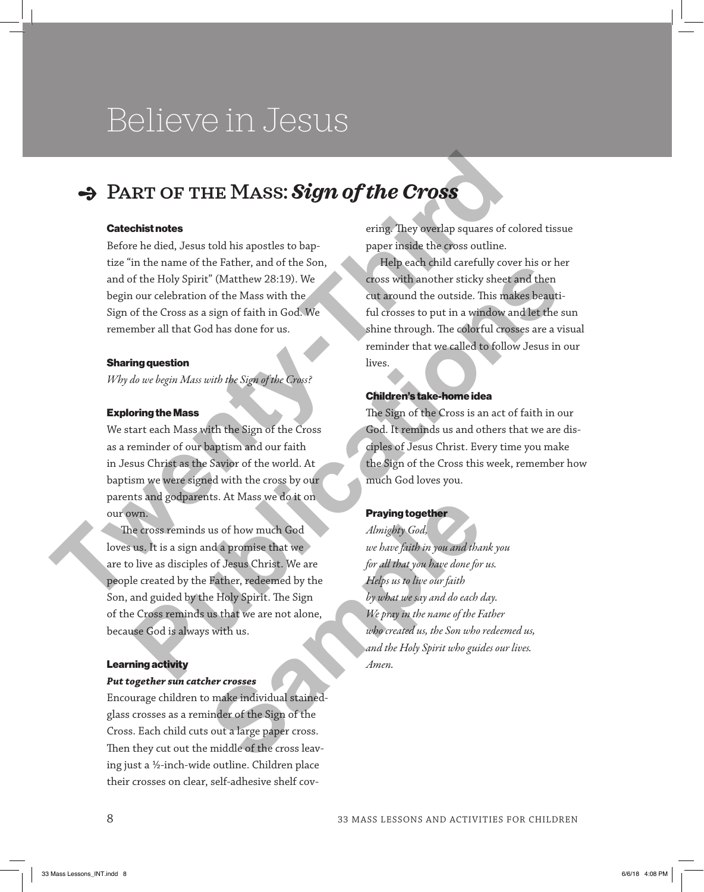# Believe in Jesus

## Part of the Mass: *Sign of the Cross*

### Catechist notes

Before he died, Jesus told his apostles to baptize "in the name of the Father, and of the Son, and of the Holy Spirit" (Matthew 28:19). We begin our celebration of the Mass with the Sign of the Cross as a sign of faith in God. We remember all that God has done for us.

### Sharing question

*Why do we begin Mass with the Sign of the Cross?*

### Exploring the Mass

We start each Mass with the Sign of the Cross as a reminder of our baptism and our faith in Jesus Christ as the Savior of the world. At baptism we were signed with the cross by our parents and godparents. At Mass we do it on our own.

The cross reminds us of how much God loves us. It is a sign and a promise that we are to live as disciples of Jesus Christ. We are people created by the Father, redeemed by the Son, and guided by the Holy Spirit. The Sign of the Cross reminds us that we are not alone, because God is always with us.

### Learning activity

***Put together sun catcher crosses***

Encourage children to make individual stained-glass crosses as a reminder of the Sign of the Cross. Each child cuts out a large paper cross. Then they cut out the middle of the cross leaving just a ½-inch-wide outline. Children place their crosses on clear, self-adhesive shelf covering. They overlap squares of colored tissue paper inside the cross outline.

Help each child carefully cover his or her cross with another sticky sheet and then cut around the outside. This makes beautiful crosses to put in a window and let the sun shine through. The colorful crosses are a visual reminder that we called to follow Jesus in our lives.

### Children's take-home idea

The Sign of the Cross is an act of faith in our God. It reminds us and others that we are disciples of Jesus Christ. Every time you make the Sign of the Cross this week, remember how much God loves you.

### Praying together

*Almighty God,*
*we have faith in you and thank you*
*for all that you have done for us.*
*Helps us to live our faith*
*by what we say and do each day.*
*We pray in the name of the Father*
*who created us, the Son who redeemed us,*
*and the Holy Spirit who guides our lives.*
*Amen.*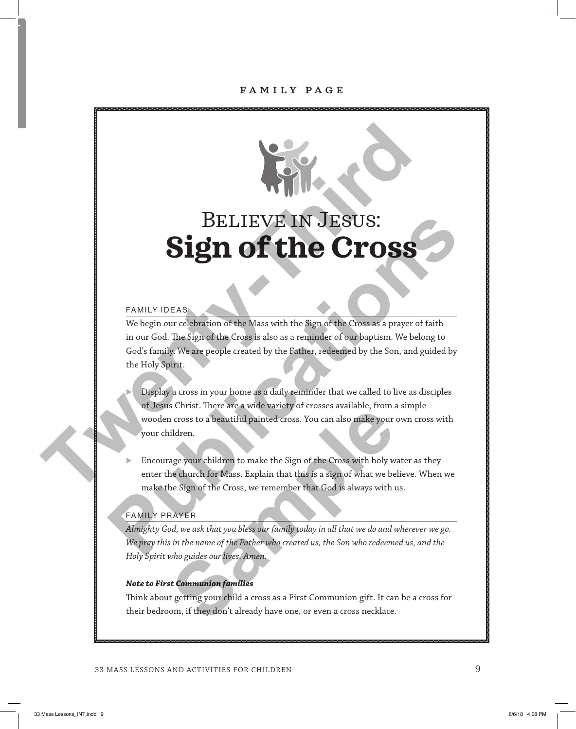FAMILY PAGE

# Believe in Jesus: **Sign of the Cross**

### FAMILY IDEAS

We begin our celebration of the Mass with the Sign of the Cross as a prayer of faith in our God. The Sign of the Cross is also as a reminder of our baptism. We belong to God's family. We are people created by the Father, redeemed by the Son, and guided by the Holy Spirit.

- Display a cross in your home as a daily reminder that we called to live as disciples of Jesus Christ. There are a wide variety of crosses available, from a simple wooden cross to a beautiful painted cross. You can also make your own cross with your children.
- Encourage your children to make the Sign of the Cross with holy water as they enter the church for Mass. Explain that this is a sign of what we believe. When we make the Sign of the Cross, we remember that God is always with us.

### FAMILY PRAYER

*Almighty God, we ask that you bless our family today in all that we do and wherever we go. We pray this in the name of the Father who created us, the Son who redeemed us, and the Holy Spirit who guides our lives. Amen.*

***Note to First Communion families***

Think about getting your child a cross as a First Communion gift. It can be a cross for their bedroom, if they don't already have one, or even a cross necklace.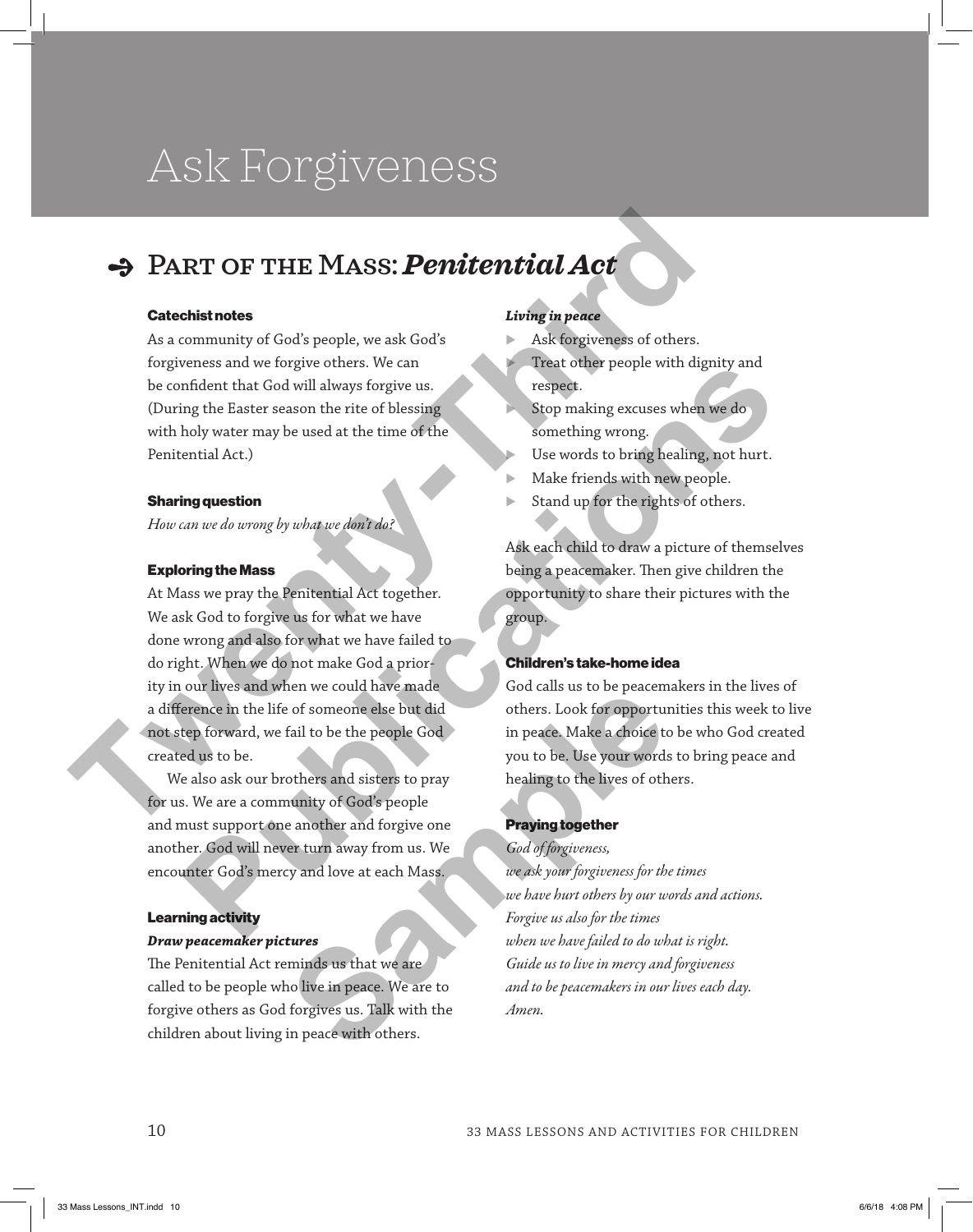# Ask Forgiveness

## ➜ Part of the Mass: *Penitential Act*

### Catechist notes

As a community of God's people, we ask God's forgiveness and we forgive others. We can be confident that God will always forgive us. (During the Easter season the rite of blessing with holy water may be used at the time of the Penitential Act.)

### Sharing question

*How can we do wrong by what we don't do?*

### Exploring the Mass

At Mass we pray the Penitential Act together. We ask God to forgive us for what we have done wrong and also for what we have failed to do right. When we do not make God a priority in our lives and when we could have made a difference in the life of someone else but did not step forward, we fail to be the people God created us to be.

We also ask our brothers and sisters to pray for us. We are a community of God's people and must support one another and forgive one another. God will never turn away from us. We encounter God's mercy and love at each Mass.

### Learning activity

***Draw peacemaker pictures***

The Penitential Act reminds us that we are called to be people who live in peace. We are to forgive others as God forgives us. Talk with the children about living in peace with others.

***Living in peace***

- Ask forgiveness of others.
- Treat other people with dignity and respect.
- Stop making excuses when we do something wrong.
- Use words to bring healing, not hurt.
- Make friends with new people.
- Stand up for the rights of others.

Ask each child to draw a picture of themselves being a peacemaker. Then give children the opportunity to share their pictures with the group.

### Children's take-home idea

God calls us to be peacemakers in the lives of others. Look for opportunities this week to live in peace. Make a choice to be who God created you to be. Use your words to bring peace and healing to the lives of others.

### Praying together

*God of forgiveness,*
*we ask your forgiveness for the times*
*we have hurt others by our words and actions.*
*Forgive us also for the times*
*when we have failed to do what is right.*
*Guide us to live in mercy and forgiveness*
*and to be peacemakers in our lives each day.*
*Amen.*